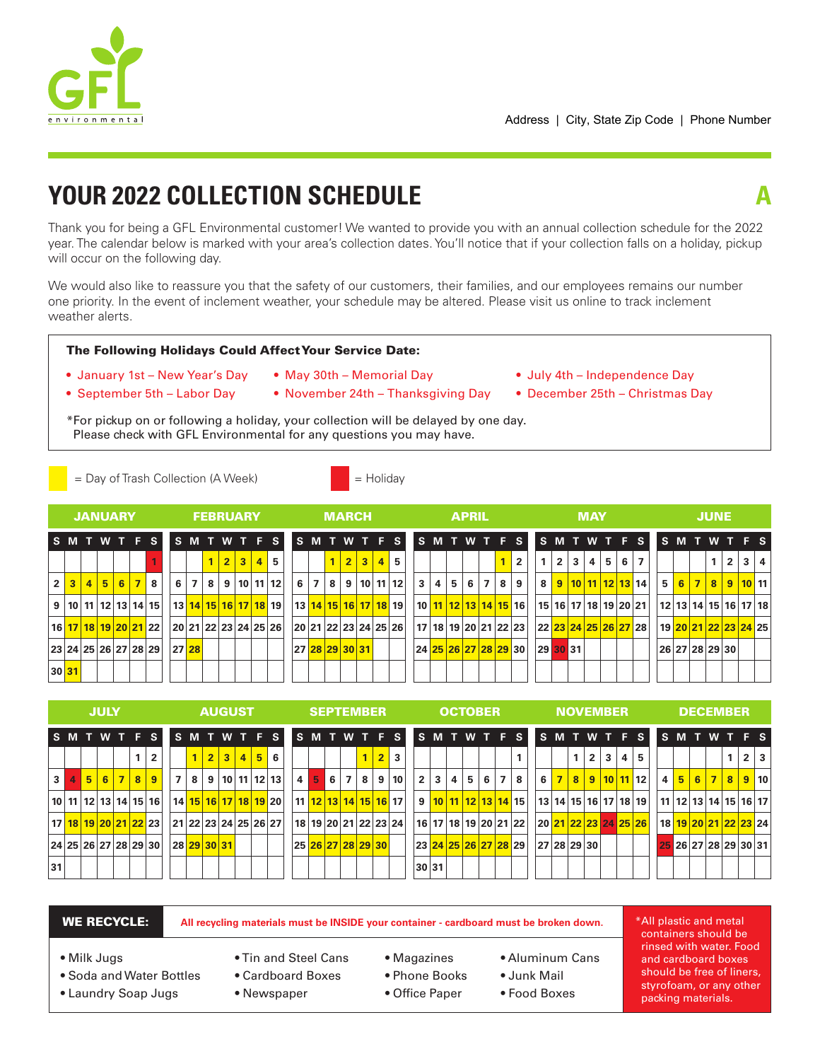GFL environmental

Address | City, State Zip Code | Phone Number

# YOUR 2022 COLLECTION SCHEDULE

**A**

Thank you for being a GFL Environmental customer! We wanted to provide you with an annual collection schedule for the 2022 year. The calendar below is marked with your area's collection dates. You'll notice that if your collection falls on a holiday, pickup will occur on the following day.

We would also like to reassure you that the safety of our customers, their families, and our employees remains our number one priority. In the event of inclement weather, your schedule may be altered. Please visit us online to track inclement weather alerts.

**The Following Holidays Could Affect Your Service Date:**

- January 1st – New Year's Day
- May 30th – Memorial Day
- July 4th – Independence Day
- September 5th – Labor Day
- November 24th – Thanksgiving Day
- December 25th – Christmas Day

*For pickup on or following a holiday, your collection will be delayed by one day. Please check with GFL Environmental for any questions you may have.

= Day of Trash Collection (A Week) = Holiday

### JANUARY

| S | M | T | W | T | F | S |
|---|---|---|---|---|---|---|
| | | | | | | 1 |
| 2 | 3 | 4 | 5 | 6 | 7 | 8 |
| 9 | 10 | 11 | 12 | 13 | 14 | 15 |
| 16 | 17 | 18 | 19 | 20 | 21 | 22 |
| 23 | 24 | 25 | 26 | 27 | 28 | 29 |
| 30 | 31 | | | | | |

### FEBRUARY

| S | M | T | W | T | F | S |
|---|---|---|---|---|---|---|
| | | 1 | 2 | 3 | 4 | 5 |
| 6 | 7 | 8 | 9 | 10 | 11 | 12 |
| 13 | 14 | 15 | 16 | 17 | 18 | 19 |
| 20 | 21 | 22 | 23 | 24 | 25 | 26 |
| 27 | 28 | | | | | |

### MARCH

| S | M | T | W | T | F | S |
|---|---|---|---|---|---|---|
| | | 1 | 2 | 3 | 4 | 5 |
| 6 | 7 | 8 | 9 | 10 | 11 | 12 |
| 13 | 14 | 15 | 16 | 17 | 18 | 19 |
| 20 | 21 | 22 | 23 | 24 | 25 | 26 |
| 27 | 28 | 29 | 30 | 31 | | |

### APRIL

| S | M | T | W | T | F | S |
|---|---|---|---|---|---|---|
| | | | | | 1 | 2 |
| 3 | 4 | 5 | 6 | 7 | 8 | 9 |
| 10 | 11 | 12 | 13 | 14 | 15 | 16 |
| 17 | 18 | 19 | 20 | 21 | 22 | 23 |
| 24 | 25 | 26 | 27 | 28 | 29 | 30 |

### MAY

| S | M | T | W | T | F | S |
|---|---|---|---|---|---|---|
| 1 | 2 | 3 | 4 | 5 | 6 | 7 |
| 8 | 9 | 10 | 11 | 12 | 13 | 14 |
| 15 | 16 | 17 | 18 | 19 | 20 | 21 |
| 22 | 23 | 24 | 25 | 26 | 27 | 28 |
| 29 | 30 | 31 | | | | |

### JUNE

| S | M | T | W | T | F | S |
|---|---|---|---|---|---|---|
| | | | 1 | 2 | 3 | 4 |
| 5 | 6 | 7 | 8 | 9 | 10 | 11 |
| 12 | 13 | 14 | 15 | 16 | 17 | 18 |
| 19 | 20 | 21 | 22 | 23 | 24 | 25 |
| 26 | 27 | 28 | 29 | 30 | | |

### JULY

| S | M | T | W | T | F | S |
|---|---|---|---|---|---|---|
| | | | | | 1 | 2 |
| 3 | 4 | 5 | 6 | 7 | 8 | 9 |
| 10 | 11 | 12 | 13 | 14 | 15 | 16 |
| 17 | 18 | 19 | 20 | 21 | 22 | 23 |
| 24 | 25 | 26 | 27 | 28 | 29 | 30 |
| 31 | | | | | | |

### AUGUST

| S | M | T | W | T | F | S |
|---|---|---|---|---|---|---|
| | 1 | 2 | 3 | 4 | 5 | 6 |
| 7 | 8 | 9 | 10 | 11 | 12 | 13 |
| 14 | 15 | 16 | 17 | 18 | 19 | 20 |
| 21 | 22 | 23 | 24 | 25 | 26 | 27 |
| 28 | 29 | 30 | 31 | | | |

### SEPTEMBER

| S | M | T | W | T | F | S |
|---|---|---|---|---|---|---|
| | | | | 1 | 2 | 3 |
| 4 | 5 | 6 | 7 | 8 | 9 | 10 |
| 11 | 12 | 13 | 14 | 15 | 16 | 17 |
| 18 | 19 | 20 | 21 | 22 | 23 | 24 |
| 25 | 26 | 27 | 28 | 29 | 30 | |

### OCTOBER

| S | M | T | W | T | F | S |
|---|---|---|---|---|---|---|
| | | | | | | 1 |
| 2 | 3 | 4 | 5 | 6 | 7 | 8 |
| 9 | 10 | 11 | 12 | 13 | 14 | 15 |
| 16 | 17 | 18 | 19 | 20 | 21 | 22 |
| 23 | 24 | 25 | 26 | 27 | 28 | 29 |
| 30 | 31 | | | | | |

### NOVEMBER

| S | M | T | W | T | F | S |
|---|---|---|---|---|---|---|
| | | 1 | 2 | 3 | 4 | 5 |
| 6 | 7 | 8 | 9 | 10 | 11 | 12 |
| 13 | 14 | 15 | 16 | 17 | 18 | 19 |
| 20 | 21 | 22 | 23 | 24 | 25 | 26 |
| 27 | 28 | 29 | 30 | | | |

### DECEMBER

| S | M | T | W | T | F | S |
|---|---|---|---|---|---|---|
| | | | | 1 | 2 | 3 |
| 4 | 5 | 6 | 7 | 8 | 9 | 10 |
| 11 | 12 | 13 | 14 | 15 | 16 | 17 |
| 18 | 19 | 20 | 21 | 22 | 23 | 24 |
| 25 | 26 | 27 | 28 | 29 | 30 | 31 |

**WE RECYCLE:** All recycling materials must be INSIDE your container - cardboard must be broken down.

- Milk Jugs
- Soda and Water Bottles
- Laundry Soap Jugs
- Tin and Steel Cans
- Cardboard Boxes
- Newspaper
- Magazines
- Phone Books
- Office Paper
- Aluminum Cans
- Junk Mail
- Food Boxes

*All plastic and metal containers should be rinsed with water. Food and cardboard boxes should be free of liners, styrofoam, or any other packing materials.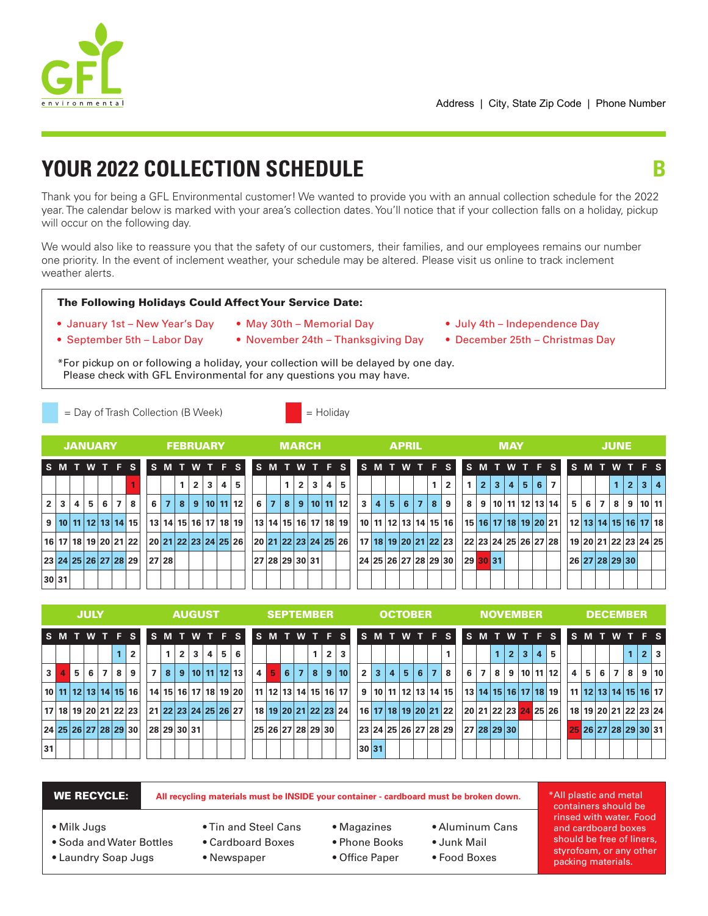Address | City, State Zip Code | Phone Number

# YOUR 2022 COLLECTION SCHEDULE

**B**

Thank you for being a GFL Environmental customer! We wanted to provide you with an annual collection schedule for the 2022 year. The calendar below is marked with your area's collection dates. You'll notice that if your collection falls on a holiday, pickup will occur on the following day.

We would also like to reassure you that the safety of our customers, their families, and our employees remains our number one priority. In the event of inclement weather, your schedule may be altered. Please visit us online to track inclement weather alerts.

**The Following Holidays Could Affect Your Service Date:**

- January 1st – New Year's Day
- May 30th – Memorial Day
- July 4th – Independence Day
- September 5th – Labor Day
- November 24th – Thanksgiving Day
- December 25th – Christmas Day

*For pickup on or following a holiday, your collection will be delayed by one day. Please check with GFL Environmental for any questions you may have.

= Day of Trash Collection (B Week)

= Holiday

JANUARY

| S | M | T | W | T | F | S |
|---|---|---|---|---|---|---|
| | | | | | | 1 |
| 2 | 3 | 4 | 5 | 6 | 7 | 8 |
| 9 | 10 | 11 | 12 | 13 | 14 | 15 |
| 16 | 17 | 18 | 19 | 20 | 21 | 22 |
| 23 | 24 | 25 | 26 | 27 | 28 | 29 |
| 30 | 31 | | | | | |

FEBRUARY

| S | M | T | W | T | F | S |
|---|---|---|---|---|---|---|
| | | 1 | 2 | 3 | 4 | 5 |
| 6 | 7 | 8 | 9 | 10 | 11 | 12 |
| 13 | 14 | 15 | 16 | 17 | 18 | 19 |
| 20 | 21 | 22 | 23 | 24 | 25 | 26 |
| 27 | 28 | | | | | |

MARCH

| S | M | T | W | T | F | S |
|---|---|---|---|---|---|---|
| | | 1 | 2 | 3 | 4 | 5 |
| 6 | 7 | 8 | 9 | 10 | 11 | 12 |
| 13 | 14 | 15 | 16 | 17 | 18 | 19 |
| 20 | 21 | 22 | 23 | 24 | 25 | 26 |
| 27 | 28 | 29 | 30 | 31 | | |

APRIL

| S | M | T | W | T | F | S |
|---|---|---|---|---|---|---|
| | | | | | 1 | 2 |
| 3 | 4 | 5 | 6 | 7 | 8 | 9 |
| 10 | 11 | 12 | 13 | 14 | 15 | 16 |
| 17 | 18 | 19 | 20 | 21 | 22 | 23 |
| 24 | 25 | 26 | 27 | 28 | 29 | 30 |

MAY

| S | M | T | W | T | F | S |
|---|---|---|---|---|---|---|
| 1 | 2 | 3 | 4 | 5 | 6 | 7 |
| 8 | 9 | 10 | 11 | 12 | 13 | 14 |
| 15 | 16 | 17 | 18 | 19 | 20 | 21 |
| 22 | 23 | 24 | 25 | 26 | 27 | 28 |
| 29 | 30 | 31 | | | | |

JUNE

| S | M | T | W | T | F | S |
|---|---|---|---|---|---|---|
| | | | 1 | 2 | 3 | 4 |
| 5 | 6 | 7 | 8 | 9 | 10 | 11 |
| 12 | 13 | 14 | 15 | 16 | 17 | 18 |
| 19 | 20 | 21 | 22 | 23 | 24 | 25 |
| 26 | 27 | 28 | 29 | 30 | | |

JULY

| S | M | T | W | T | F | S |
|---|---|---|---|---|---|---|
| | | | | | 1 | 2 |
| 3 | 4 | 5 | 6 | 7 | 8 | 9 |
| 10 | 11 | 12 | 13 | 14 | 15 | 16 |
| 17 | 18 | 19 | 20 | 21 | 22 | 23 |
| 24 | 25 | 26 | 27 | 28 | 29 | 30 |
| 31 | | | | | | |

AUGUST

| S | M | T | W | T | F | S |
|---|---|---|---|---|---|---|
| | 1 | 2 | 3 | 4 | 5 | 6 |
| 7 | 8 | 9 | 10 | 11 | 12 | 13 |
| 14 | 15 | 16 | 17 | 18 | 19 | 20 |
| 21 | 22 | 23 | 24 | 25 | 26 | 27 |
| 28 | 29 | 30 | 31 | | | |

SEPTEMBER

| S | M | T | W | T | F | S |
|---|---|---|---|---|---|---|
| | | | | 1 | 2 | 3 |
| 4 | 5 | 6 | 7 | 8 | 9 | 10 |
| 11 | 12 | 13 | 14 | 15 | 16 | 17 |
| 18 | 19 | 20 | 21 | 22 | 23 | 24 |
| 25 | 26 | 27 | 28 | 29 | 30 | |

OCTOBER

| S | M | T | W | T | F | S |
|---|---|---|---|---|---|---|
| | | | | | | 1 |
| 2 | 3 | 4 | 5 | 6 | 7 | 8 |
| 9 | 10 | 11 | 12 | 13 | 14 | 15 |
| 16 | 17 | 18 | 19 | 20 | 21 | 22 |
| 23 | 24 | 25 | 26 | 27 | 28 | 29 |
| 30 | 31 | | | | | |

NOVEMBER

| S | M | T | W | T | F | S |
|---|---|---|---|---|---|---|
| | | 1 | 2 | 3 | 4 | 5 |
| 6 | 7 | 8 | 9 | 10 | 11 | 12 |
| 13 | 14 | 15 | 16 | 17 | 18 | 19 |
| 20 | 21 | 22 | 23 | 24 | 25 | 26 |
| 27 | 28 | 29 | 30 | | | |

DECEMBER

| S | M | T | W | T | F | S |
|---|---|---|---|---|---|---|
| | | | | 1 | 2 | 3 |
| 4 | 5 | 6 | 7 | 8 | 9 | 10 |
| 11 | 12 | 13 | 14 | 15 | 16 | 17 |
| 18 | 19 | 20 | 21 | 22 | 23 | 24 |
| 25 | 26 | 27 | 28 | 29 | 30 | 31 |

**WE RECYCLE:**

All recycling materials must be INSIDE your container - cardboard must be broken down.

- Milk Jugs
- Soda and Water Bottles
- Laundry Soap Jugs
- Tin and Steel Cans
- Cardboard Boxes
- Newspaper
- Magazines
- Phone Books
- Office Paper
- Aluminum Cans
- Junk Mail
- Food Boxes

*All plastic and metal containers should be rinsed with water. Food and cardboard boxes should be free of liners, styrofoam, or any other packing materials.